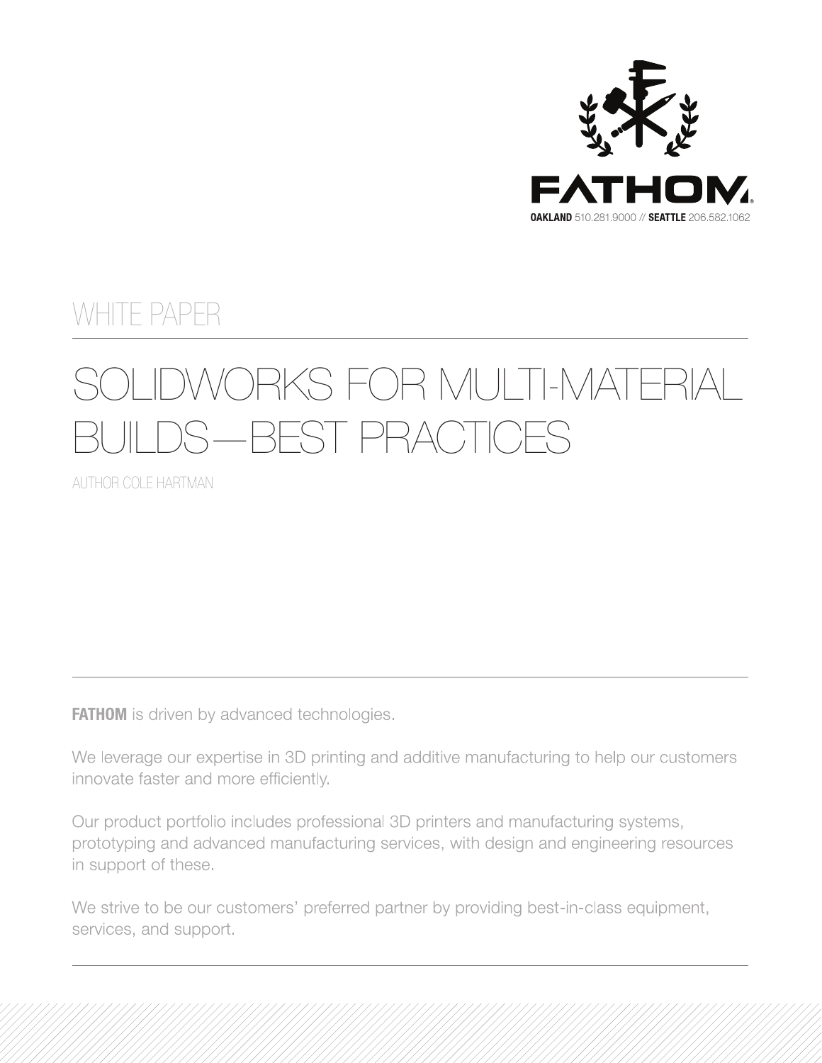FATHOM

**OAKLAND** 510.281.9000 // **SEATTLE** 206.582.1062

WHITE PAPER

# SOLIDWORKS FOR MULTI-MATERIAL BUILDS—BEST PRACTICES

AUTHOR COLE HARTMAN

---

**FATHOM** is driven by advanced technologies.

We leverage our expertise in 3D printing and additive manufacturing to help our customers innovate faster and more efficiently.

Our product portfolio includes professional 3D printers and manufacturing systems, prototyping and advanced manufacturing services, with design and engineering resources in support of these.

We strive to be our customers' preferred partner by providing best-in-class equipment, services, and support.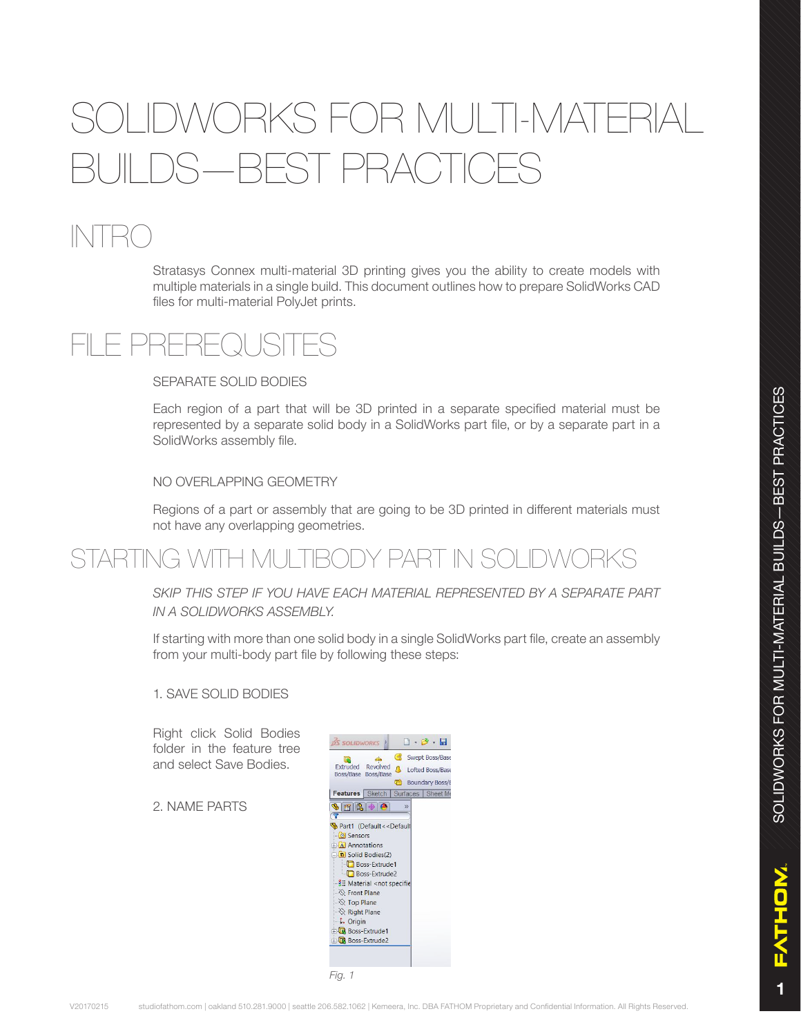# SOLIDWORKS FOR MULTI-MATERIAL BUILDS—BEST PRACTICES

## INTRO

Stratasys Connex multi-material 3D printing gives you the ability to create models with multiple materials in a single build. This document outlines how to prepare SolidWorks CAD files for multi-material PolyJet prints.

## FILE PREREQUSITES

### SEPARATE SOLID BODIES

Each region of a part that will be 3D printed in a separate specified material must be represented by a separate solid body in a SolidWorks part file, or by a separate part in a SolidWorks assembly file.

### NO OVERLAPPING GEOMETRY

Regions of a part or assembly that are going to be 3D printed in different materials must not have any overlapping geometries.

## STARTING WITH MULTIBODY PART IN SOLIDWORKS

*SKIP THIS STEP IF YOU HAVE EACH MATERIAL REPRESENTED BY A SEPARATE PART IN A SOLIDWORKS ASSEMBLY.*

If starting with more than one solid body in a single SolidWorks part file, create an assembly from your multi-body part file by following these steps:

### 1. SAVE SOLID BODIES

Right click Solid Bodies folder in the feature tree and select Save Bodies.

### 2. NAME PARTS

*Fig. 1*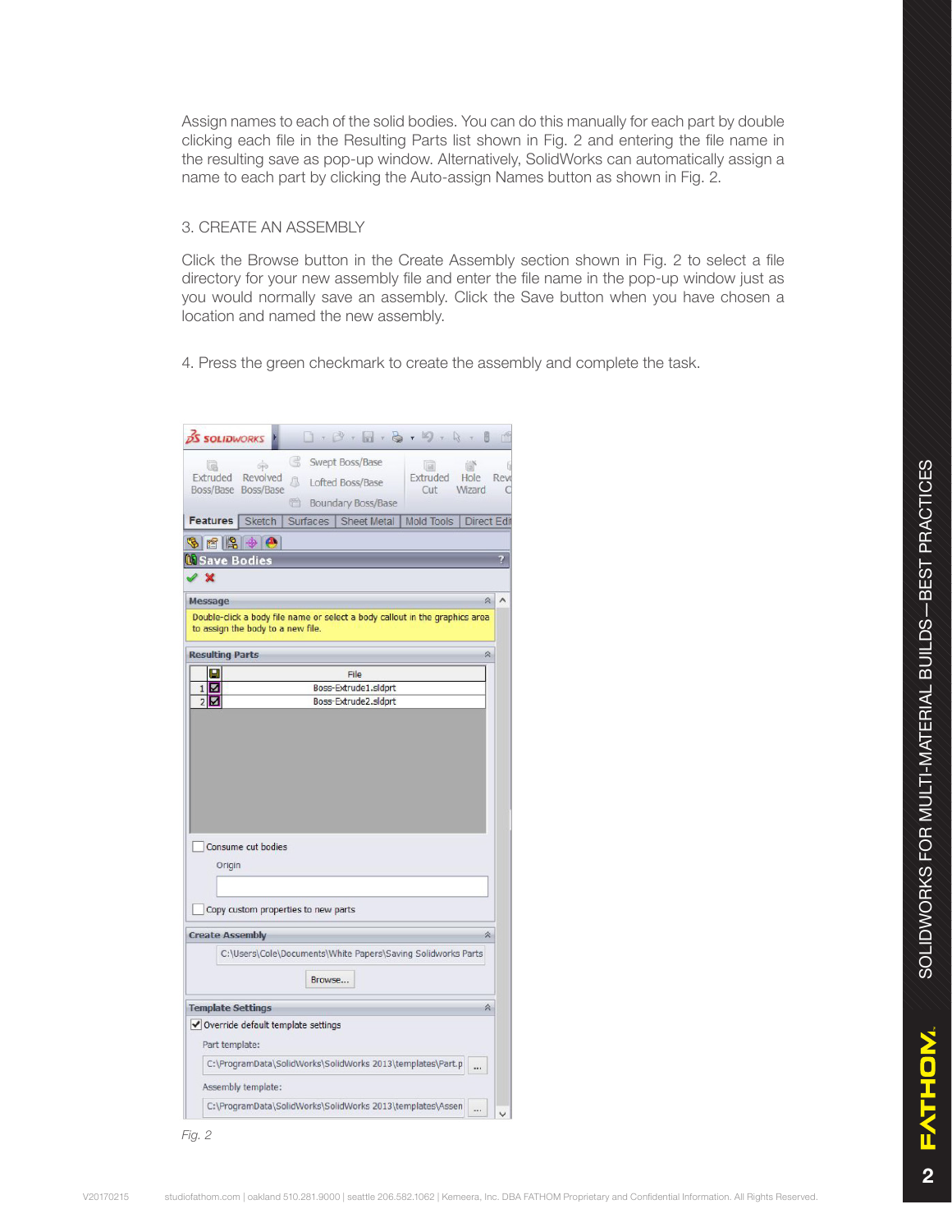Assign names to each of the solid bodies. You can do this manually for each part by double clicking each file in the Resulting Parts list shown in Fig. 2 and entering the file name in the resulting save as pop-up window. Alternatively, SolidWorks can automatically assign a name to each part by clicking the Auto-assign Names button as shown in Fig. 2.

### 3. CREATE AN ASSEMBLY

Click the Browse button in the Create Assembly section shown in Fig. 2 to select a file directory for your new assembly file and enter the file name in the pop-up window just as you would normally save an assembly. Click the Save button when you have chosen a location and named the new assembly.

4. Press the green checkmark to create the assembly and complete the task.

*Fig. 2*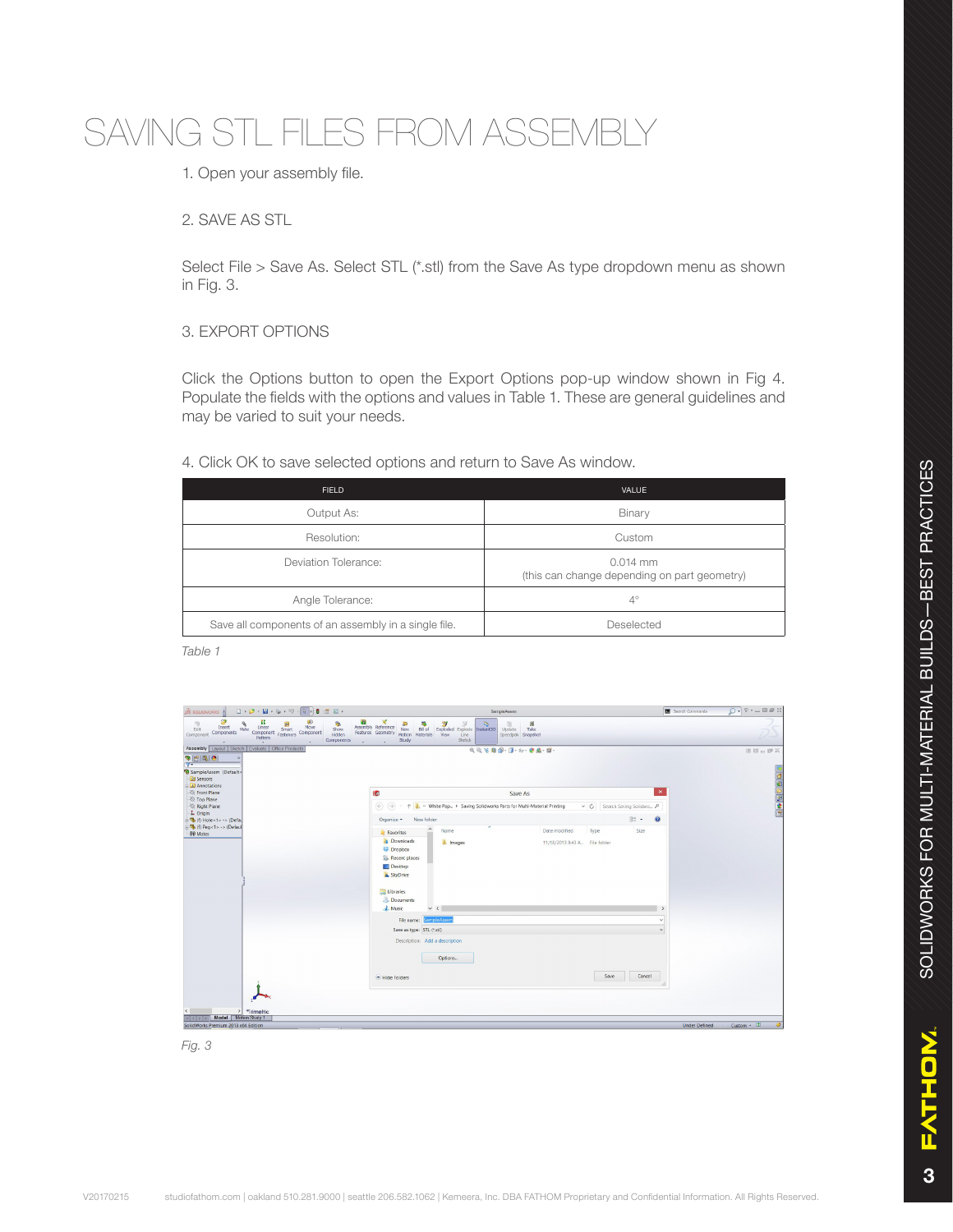# SAVING STL FILES FROM ASSEMBLY

1. Open your assembly file.

2. SAVE AS STL

Select File > Save As. Select STL (*.stl) from the Save As type dropdown menu as shown in Fig. 3.

3. EXPORT OPTIONS

Click the Options button to open the Export Options pop-up window shown in Fig 4. Populate the fields with the options and values in Table 1. These are general guidelines and may be varied to suit your needs.

4. Click OK to save selected options and return to Save As window.

| FIELD | VALUE |
|---|---|
| Output As: | Binary |
| Resolution: | Custom |
| Deviation Tolerance: | 0.014 mm (this can change depending on part geometry) |
| Angle Tolerance: | 4° |
| Save all components of an assembly in a single file. | Deselected |

*Table 1*

*Fig. 3*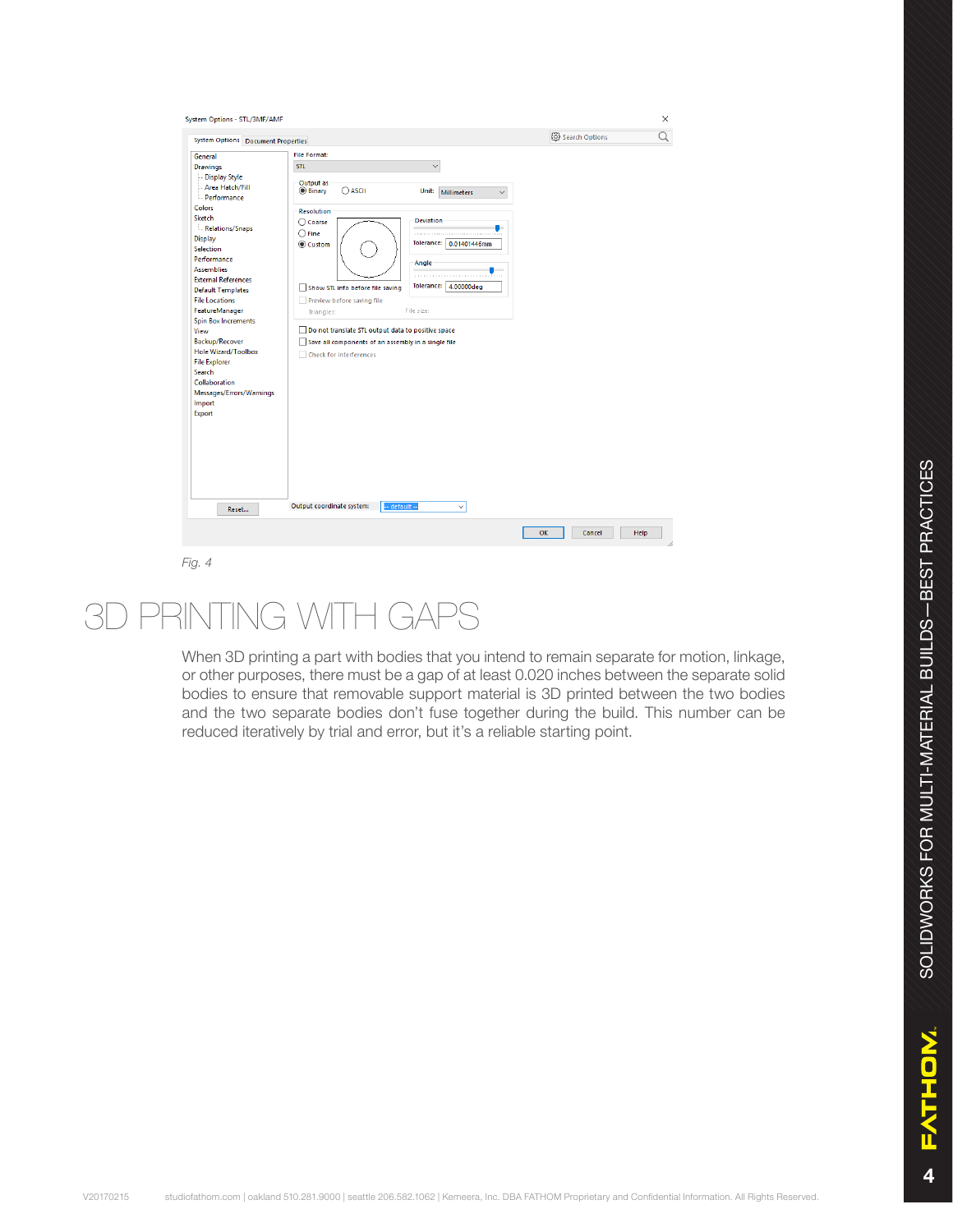*Fig. 4*

# 3D PRINTING WITH GAPS

When 3D printing a part with bodies that you intend to remain separate for motion, linkage, or other purposes, there must be a gap of at least 0.020 inches between the separate solid bodies to ensure that removable support material is 3D printed between the two bodies and the two separate bodies don't fuse together during the build. This number can be reduced iteratively by trial and error, but it's a reliable starting point.